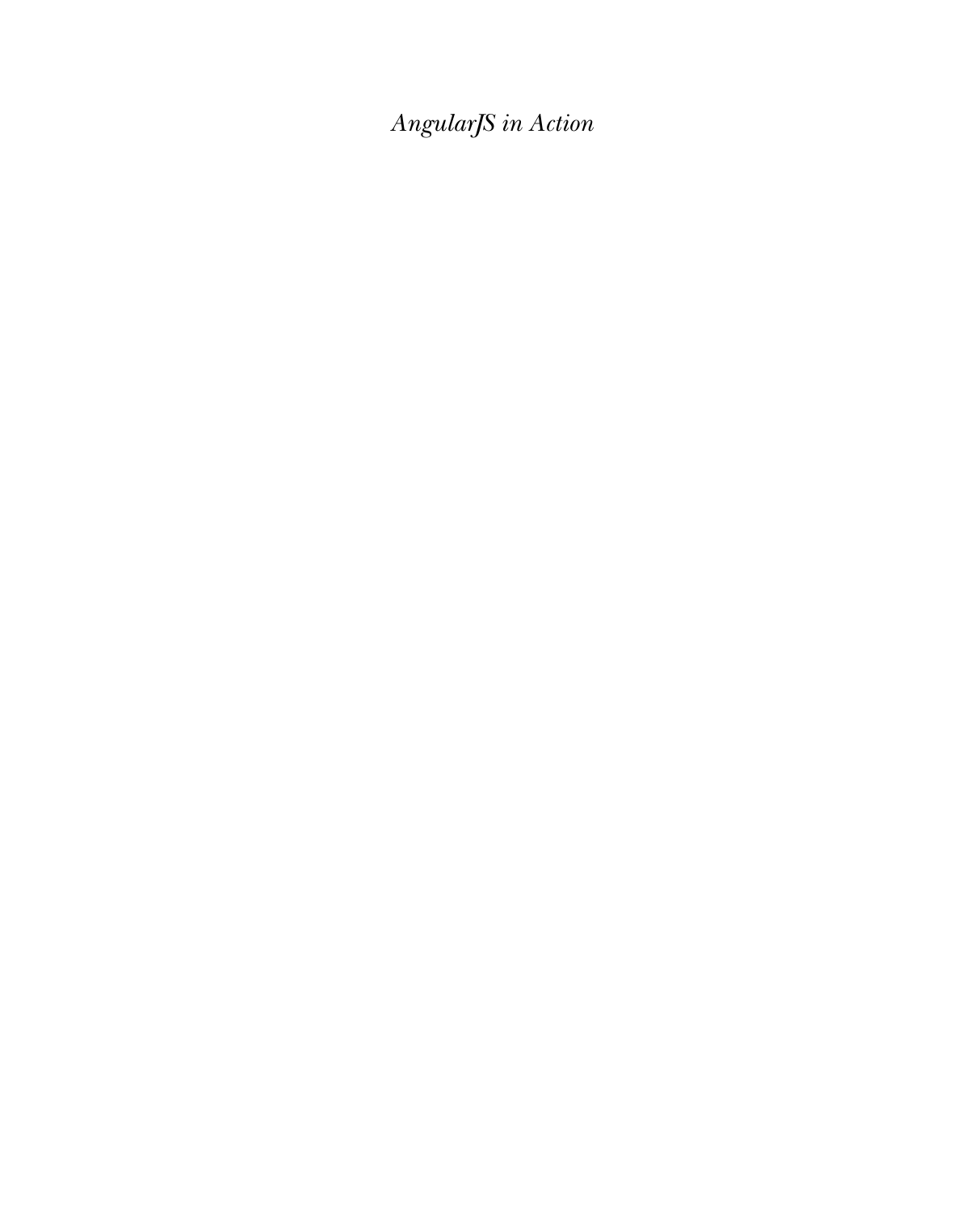*AngularJS in Action*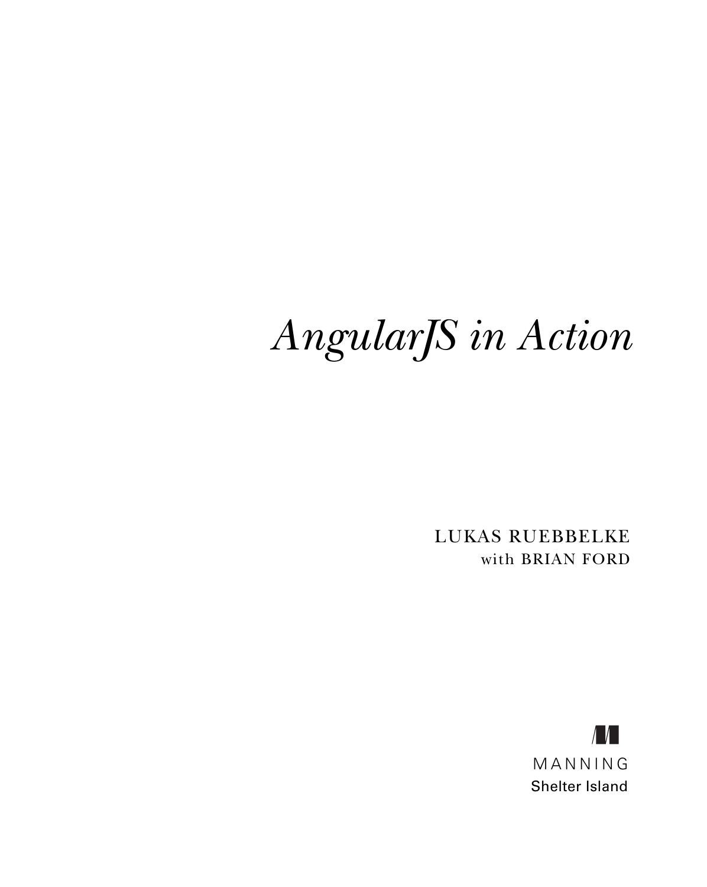# *AngularJS in Action*

LUKAS RUEBBELKE
with BRIAN FORD

MANNING
Shelter Island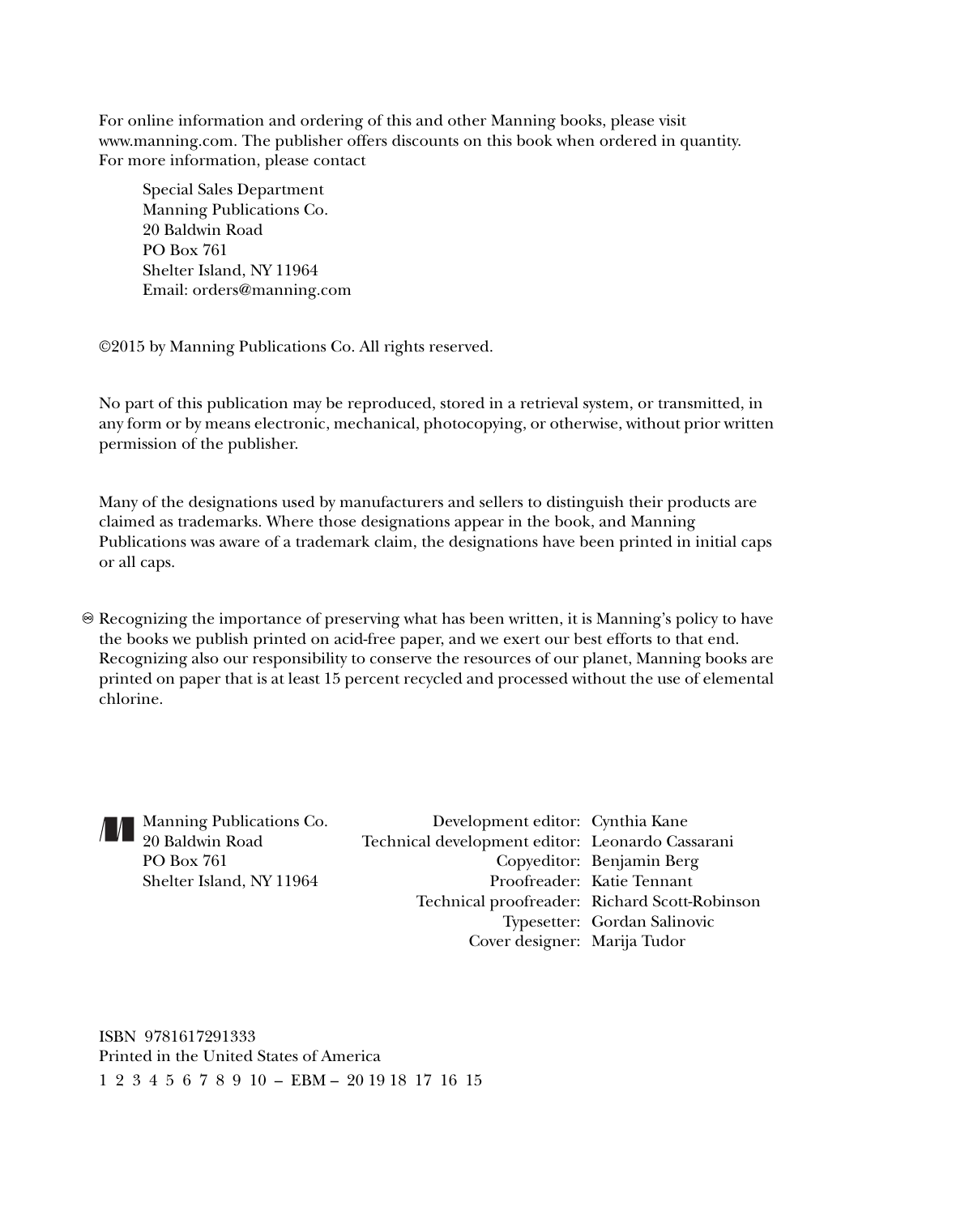For online information and ordering of this and other Manning books, please visit www.manning.com. The publisher offers discounts on this book when ordered in quantity. For more information, please contact

Special Sales Department  
Manning Publications Co.  
20 Baldwin Road  
PO Box 761  
Shelter Island, NY 11964  
Email: orders@manning.com

©2015 by Manning Publications Co. All rights reserved.

No part of this publication may be reproduced, stored in a retrieval system, or transmitted, in any form or by means electronic, mechanical, photocopying, or otherwise, without prior written permission of the publisher.

Many of the designations used by manufacturers and sellers to distinguish their products are claimed as trademarks. Where those designations appear in the book, and Manning Publications was aware of a trademark claim, the designations have been printed in initial caps or all caps.

♾ Recognizing the importance of preserving what has been written, it is Manning's policy to have the books we publish printed on acid-free paper, and we exert our best efforts to that end. Recognizing also our responsibility to conserve the resources of our planet, Manning books are printed on paper that is at least 15 percent recycled and processed without the use of elemental chlorine.

Manning Publications Co.  
20 Baldwin Road  
PO Box 761  
Shelter Island, NY 11964

Development editor: Cynthia Kane  
Technical development editor: Leonardo Cassarani  
Copyeditor: Benjamin Berg  
Proofreader: Katie Tennant  
Technical proofreader: Richard Scott-Robinson  
Typesetter: Gordan Salinovic  
Cover designer: Marija Tudor

ISBN 9781617291333  
Printed in the United States of America  
1 2 3 4 5 6 7 8 9 10 – EBM – 20 19 18 17 16 15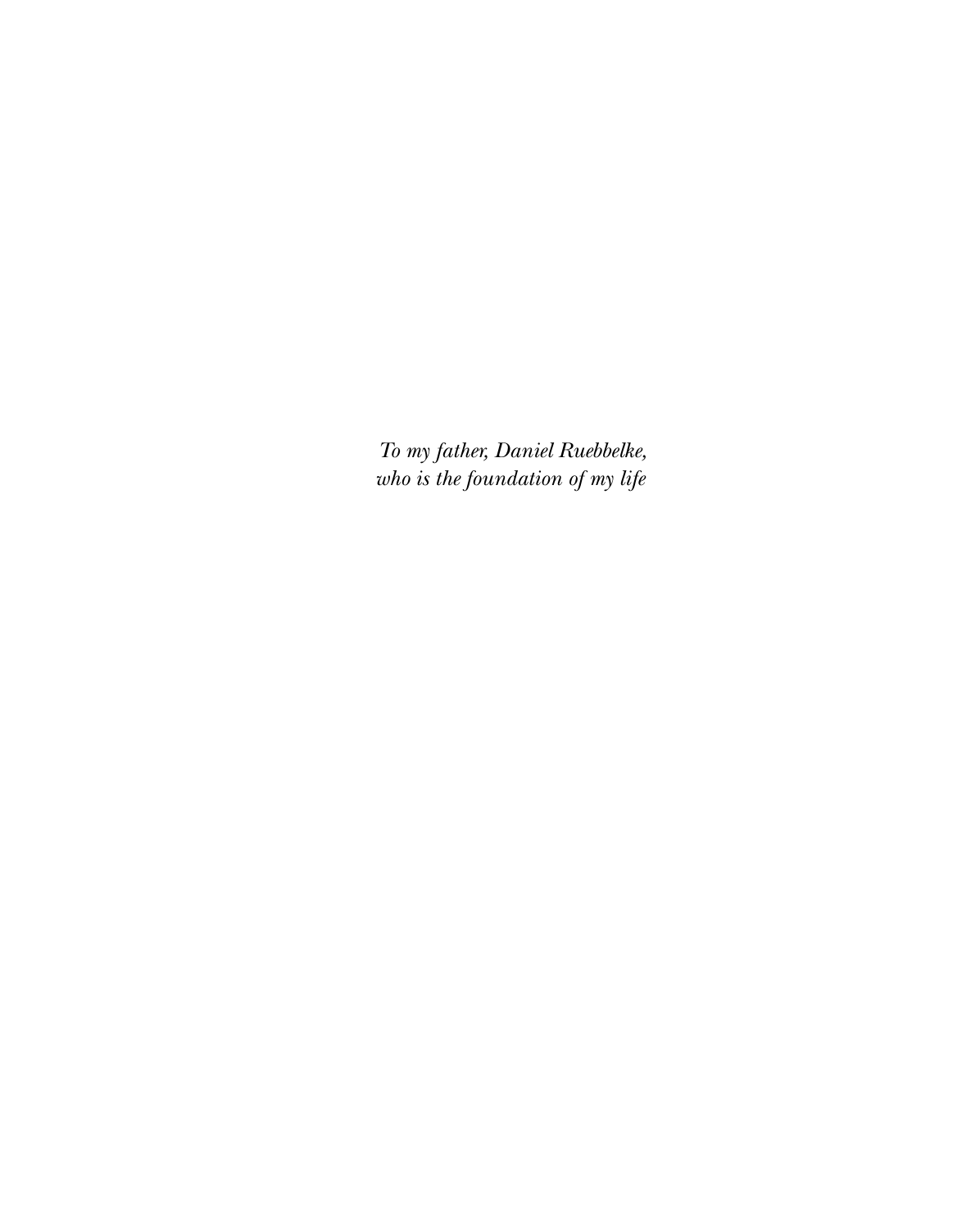*To my father, Daniel Ruebbelke,*
*who is the foundation of my life*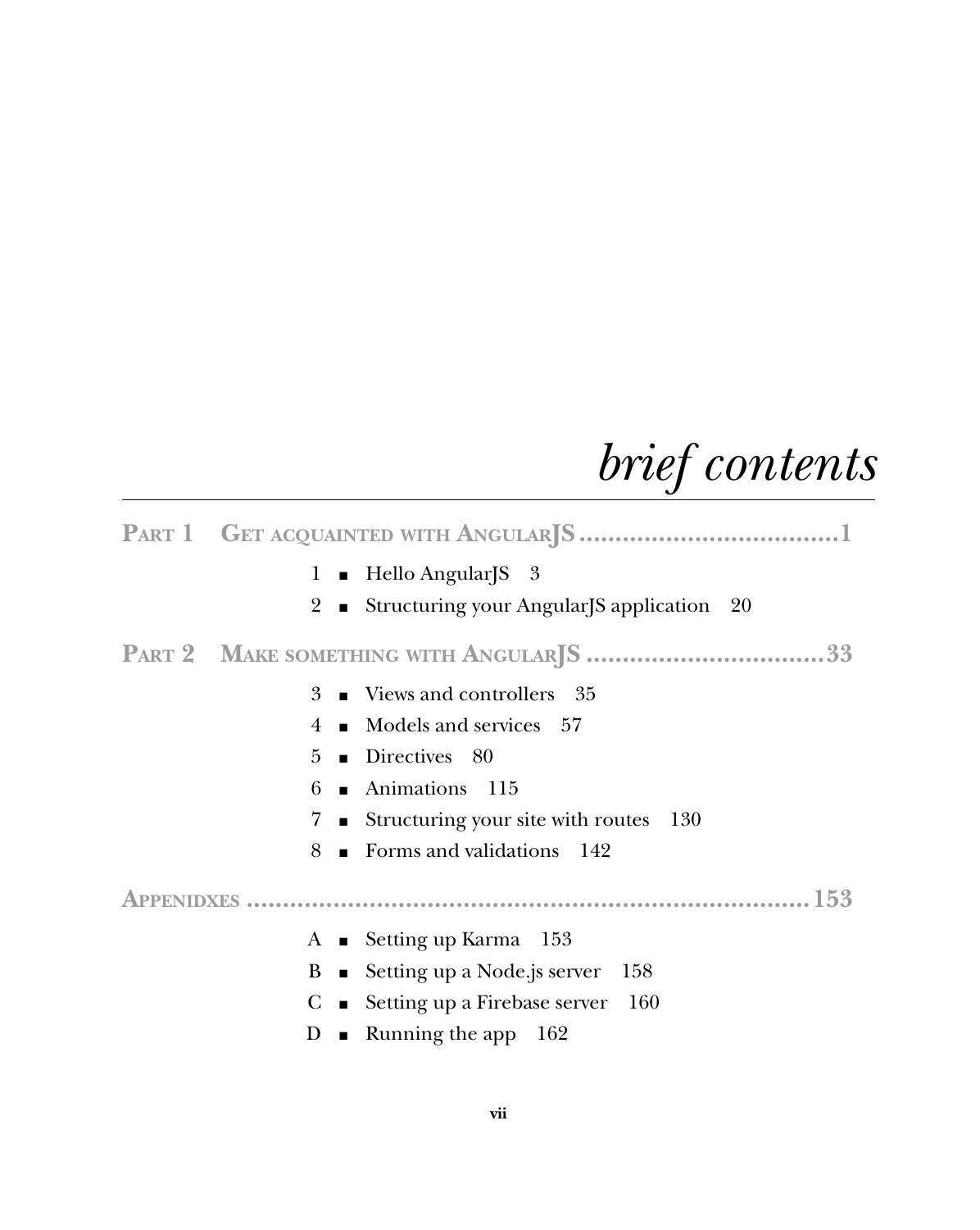# *brief contents*

**PART 1 GET ACQUAINTED WITH ANGULARJS ....................................1**

- 1 ■ Hello AngularJS 3
- 2 ■ Structuring your AngularJS application 20

**PART 2 MAKE SOMETHING WITH ANGULARJS .................................33**

- 3 ■ Views and controllers 35
- 4 ■ Models and services 57
- 5 ■ Directives 80
- 6 ■ Animations 115
- 7 ■ Structuring your site with routes 130
- 8 ■ Forms and validations 142

**APPENIDXES ......................................................................153**

- A ■ Setting up Karma 153
- B ■ Setting up a Node.js server 158
- C ■ Setting up a Firebase server 160
- D ■ Running the app 162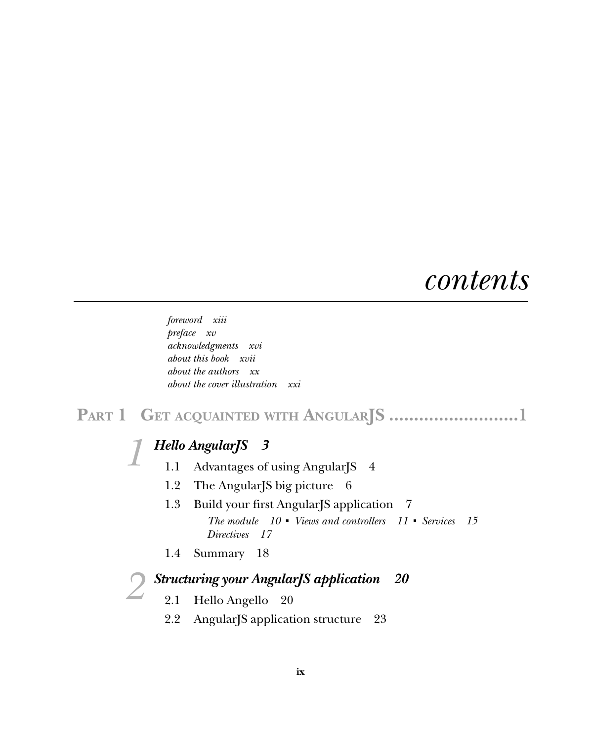# contents

*foreword xiii*
*preface xv*
*acknowledgments xvi*
*about this book xvii*
*about the authors xx*
*about the cover illustration xxi*

## PART 1 GET ACQUAINTED WITH ANGULARJS ..........................1

### 1 *Hello AngularJS 3*

1.1 Advantages of using AngularJS 4

1.2 The AngularJS big picture 6

1.3 Build your first AngularJS application 7

*The module 10 ▪ Views and controllers 11 ▪ Services 15*
*Directives 17*

1.4 Summary 18

### 2 *Structuring your AngularJS application 20*

2.1 Hello Angello 20

2.2 AngularJS application structure 23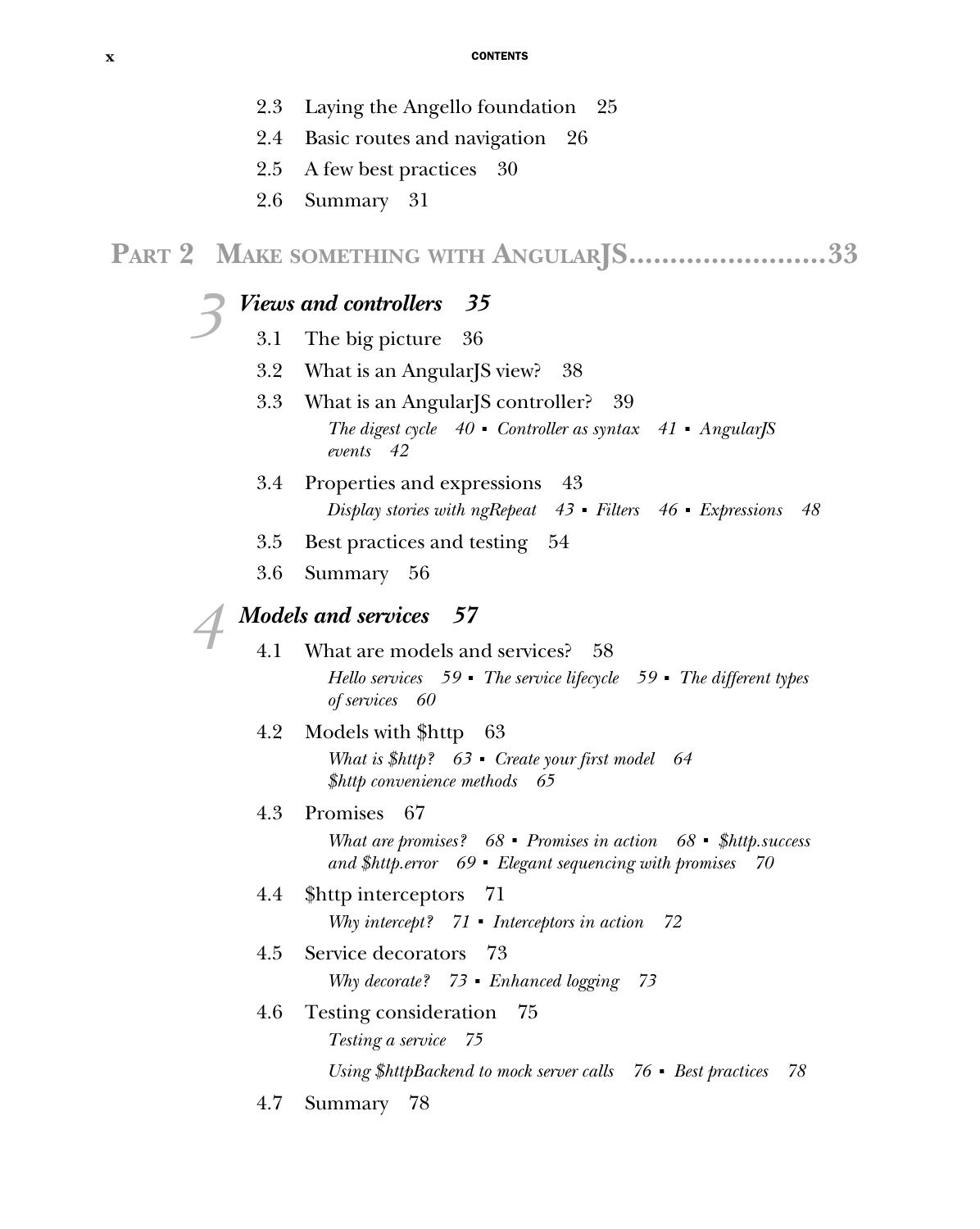- 2.3 Laying the Angello foundation 25
- 2.4 Basic routes and navigation 26
- 2.5 A few best practices 30
- 2.6 Summary 31

## PART 2 MAKE SOMETHING WITH ANGULARJS........................33

### 3 *Views and controllers 35*

- 3.1 The big picture 36
- 3.2 What is an AngularJS view? 38
- 3.3 What is an AngularJS controller? 39
  *The digest cycle 40 ▪ Controller as syntax 41 ▪ AngularJS events 42*
- 3.4 Properties and expressions 43
  *Display stories with ngRepeat 43 ▪ Filters 46 ▪ Expressions 48*
- 3.5 Best practices and testing 54
- 3.6 Summary 56

### 4 *Models and services 57*

- 4.1 What are models and services? 58
  *Hello services 59 ▪ The service lifecycle 59 ▪ The different types of services 60*
- 4.2 Models with $http 63
  *What is $http? 63 ▪ Create your first model 64*
  *$http convenience methods 65*
- 4.3 Promises 67
  *What are promises? 68 ▪ Promises in action 68 ▪ $http.success and $http.error 69 ▪ Elegant sequencing with promises 70*
- 4.4 $http interceptors 71
  *Why intercept? 71 ▪ Interceptors in action 72*
- 4.5 Service decorators 73
  *Why decorate? 73 ▪ Enhanced logging 73*
- 4.6 Testing consideration 75
  *Testing a service 75*
  *Using $httpBackend to mock server calls 76 ▪ Best practices 78*
- 4.7 Summary 78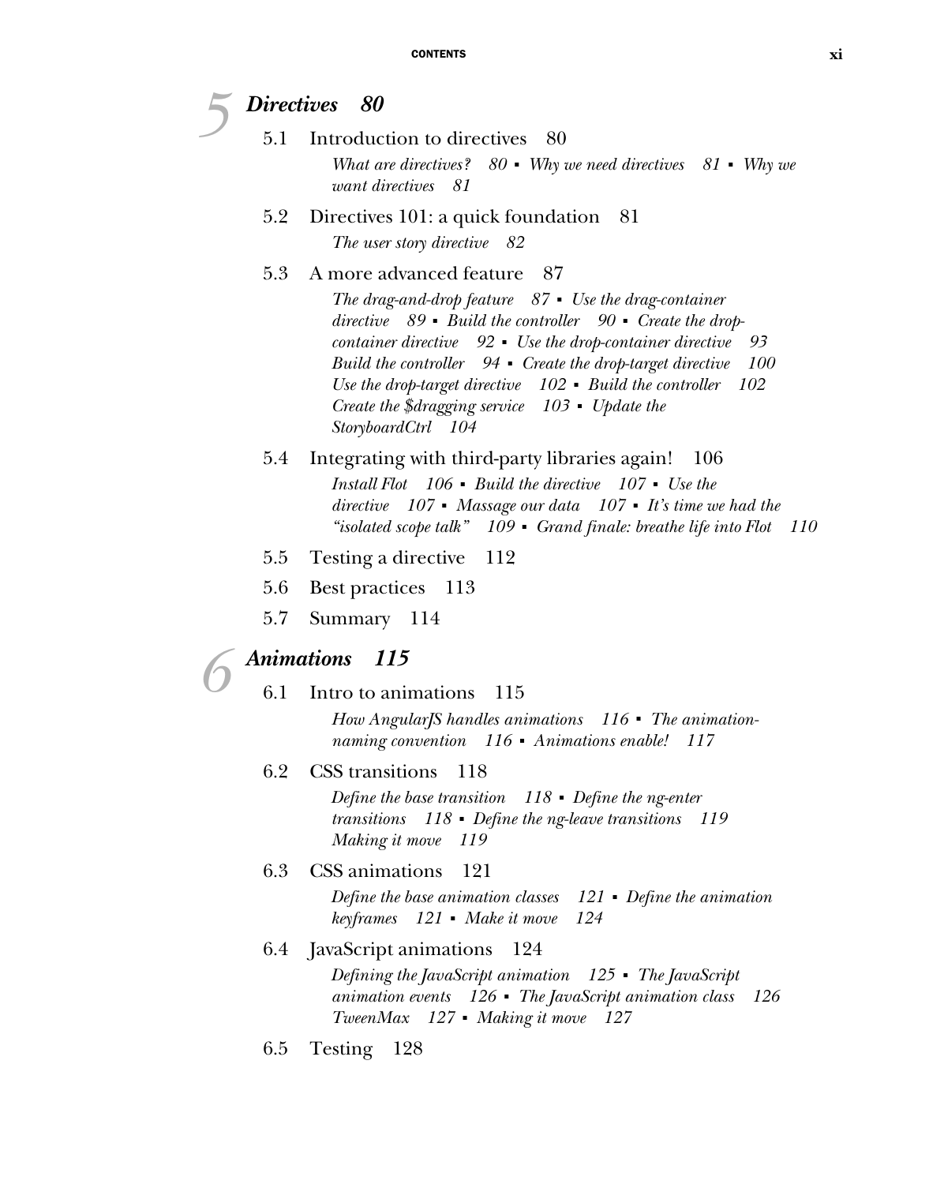## 5 *Directives* 80

5.1 Introduction to directives 80

*What are directives? 80 ▪ Why we need directives 81 ▪ Why we want directives 81*

5.2 Directives 101: a quick foundation 81

*The user story directive 82*

5.3 A more advanced feature 87

*The drag-and-drop feature 87 ▪ Use the drag-container directive 89 ▪ Build the controller 90 ▪ Create the drop-container directive 92 ▪ Use the drop-container directive 93 Build the controller 94 ▪ Create the drop-target directive 100 Use the drop-target directive 102 ▪ Build the controller 102 Create the $dragging service 103 ▪ Update the StoryboardCtrl 104*

5.4 Integrating with third-party libraries again! 106

*Install Flot 106 ▪ Build the directive 107 ▪ Use the directive 107 ▪ Massage our data 107 ▪ It's time we had the "isolated scope talk" 109 ▪ Grand finale: breathe life into Flot 110*

5.5 Testing a directive 112

5.6 Best practices 113

5.7 Summary 114

## 6 *Animations* 115

6.1 Intro to animations 115

*How AngularJS handles animations 116 ▪ The animation-naming convention 116 ▪ Animations enable! 117*

6.2 CSS transitions 118

*Define the base transition 118 ▪ Define the ng-enter transitions 118 ▪ Define the ng-leave transitions 119 Making it move 119*

6.3 CSS animations 121

*Define the base animation classes 121 ▪ Define the animation keyframes 121 ▪ Make it move 124*

6.4 JavaScript animations 124

*Defining the JavaScript animation 125 ▪ The JavaScript animation events 126 ▪ The JavaScript animation class 126 TweenMax 127 ▪ Making it move 127*

6.5 Testing 128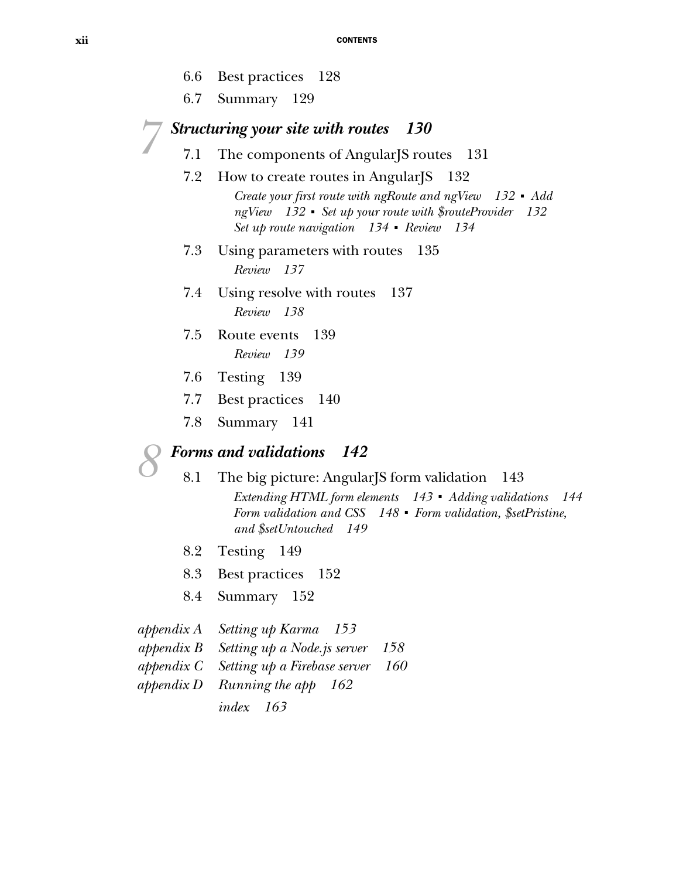6.6 Best practices 128

6.7 Summary 129

## 7 *Structuring your site with routes 130*

7.1 The components of AngularJS routes 131

7.2 How to create routes in AngularJS 132

*Create your first route with ngRoute and ngView 132 ▪ Add ngView 132 ▪ Set up your route with $routeProvider 132 Set up route navigation 134 ▪ Review 134*

7.3 Using parameters with routes 135

*Review 137*

7.4 Using resolve with routes 137

*Review 138*

7.5 Route events 139

*Review 139*

7.6 Testing 139

7.7 Best practices 140

7.8 Summary 141

## 8 *Forms and validations 142*

8.1 The big picture: AngularJS form validation 143

*Extending HTML form elements 143 ▪ Adding validations 144 Form validation and CSS 148 ▪ Form validation, $setPristine, and $setUntouched 149*

8.2 Testing 149

8.3 Best practices 152

8.4 Summary 152

*appendix A Setting up Karma 153*
*appendix B Setting up a Node.js server 158*
*appendix C Setting up a Firebase server 160*
*appendix D Running the app 162*
*index 163*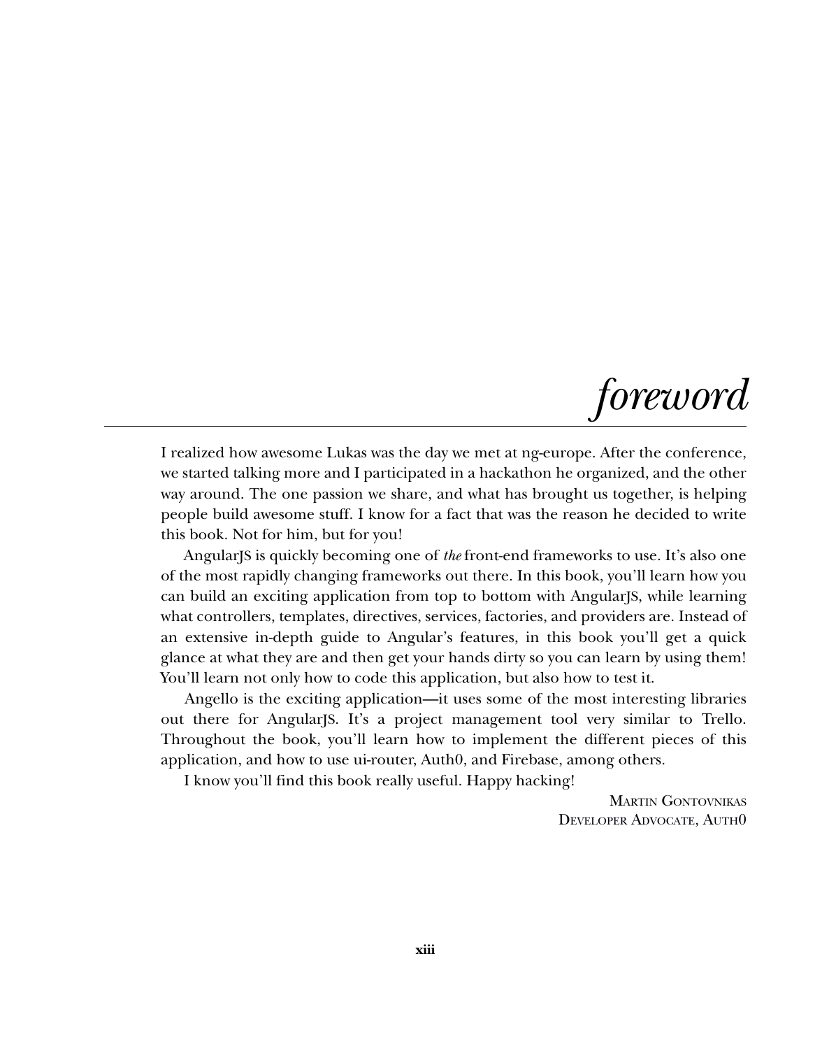# *foreword*

I realized how awesome Lukas was the day we met at ng-europe. After the conference, we started talking more and I participated in a hackathon he organized, and the other way around. The one passion we share, and what has brought us together, is helping people build awesome stuff. I know for a fact that was the reason he decided to write this book. Not for him, but for you!

AngularJS is quickly becoming one of *the* front-end frameworks to use. It's also one of the most rapidly changing frameworks out there. In this book, you'll learn how you can build an exciting application from top to bottom with AngularJS, while learning what controllers, templates, directives, services, factories, and providers are. Instead of an extensive in-depth guide to Angular's features, in this book you'll get a quick glance at what they are and then get your hands dirty so you can learn by using them! You'll learn not only how to code this application, but also how to test it.

Angello is the exciting application—it uses some of the most interesting libraries out there for AngularJS. It's a project management tool very similar to Trello. Throughout the book, you'll learn how to implement the different pieces of this application, and how to use ui-router, Auth0, and Firebase, among others.

I know you'll find this book really useful. Happy hacking!

MARTIN GONTOVNIKAS
DEVELOPER ADVOCATE, AUTH0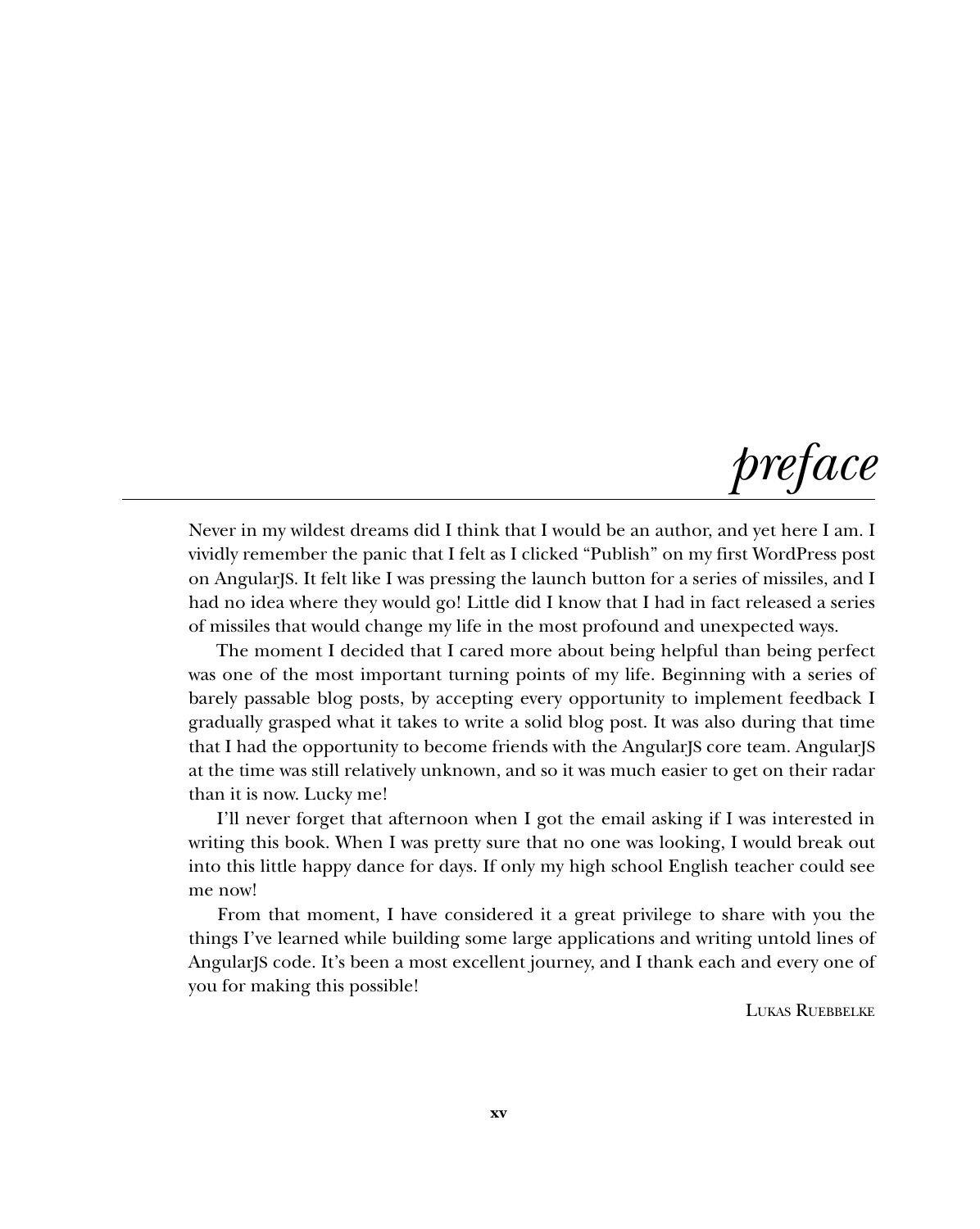# *preface*

Never in my wildest dreams did I think that I would be an author, and yet here I am. I vividly remember the panic that I felt as I clicked "Publish" on my first WordPress post on AngularJS. It felt like I was pressing the launch button for a series of missiles, and I had no idea where they would go! Little did I know that I had in fact released a series of missiles that would change my life in the most profound and unexpected ways.

The moment I decided that I cared more about being helpful than being perfect was one of the most important turning points of my life. Beginning with a series of barely passable blog posts, by accepting every opportunity to implement feedback I gradually grasped what it takes to write a solid blog post. It was also during that time that I had the opportunity to become friends with the AngularJS core team. AngularJS at the time was still relatively unknown, and so it was much easier to get on their radar than it is now. Lucky me!

I'll never forget that afternoon when I got the email asking if I was interested in writing this book. When I was pretty sure that no one was looking, I would break out into this little happy dance for days. If only my high school English teacher could see me now!

From that moment, I have considered it a great privilege to share with you the things I've learned while building some large applications and writing untold lines of AngularJS code. It's been a most excellent journey, and I thank each and every one of you for making this possible!

LUKAS RUEBBELKE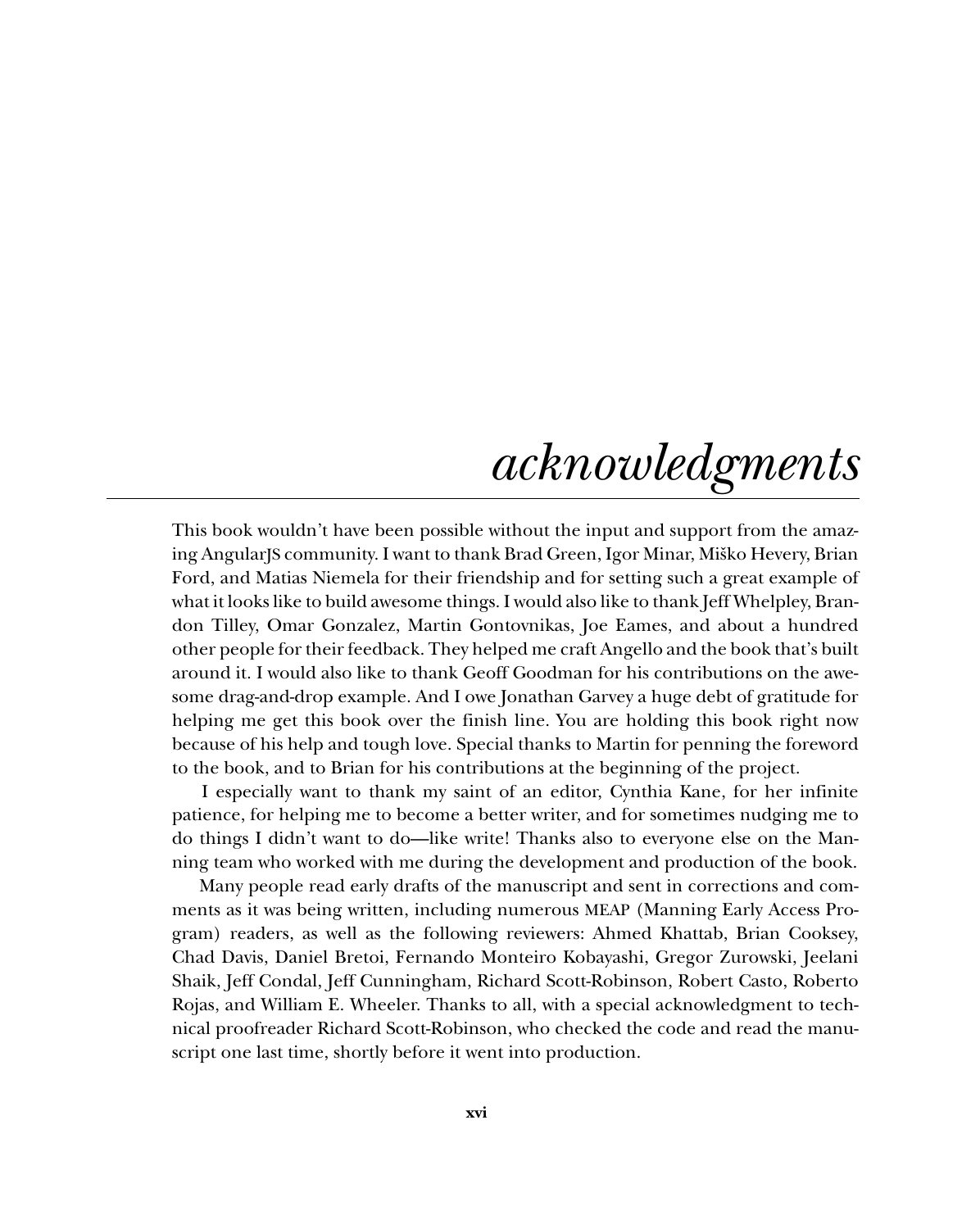# *acknowledgments*

This book wouldn't have been possible without the input and support from the amazing AngularJS community. I want to thank Brad Green, Igor Minar, Miško Hevery, Brian Ford, and Matias Niemela for their friendship and for setting such a great example of what it looks like to build awesome things. I would also like to thank Jeff Whelpley, Brandon Tilley, Omar Gonzalez, Martin Gontovnikas, Joe Eames, and about a hundred other people for their feedback. They helped me craft Angello and the book that's built around it. I would also like to thank Geoff Goodman for his contributions on the awesome drag-and-drop example. And I owe Jonathan Garvey a huge debt of gratitude for helping me get this book over the finish line. You are holding this book right now because of his help and tough love. Special thanks to Martin for penning the foreword to the book, and to Brian for his contributions at the beginning of the project.

I especially want to thank my saint of an editor, Cynthia Kane, for her infinite patience, for helping me to become a better writer, and for sometimes nudging me to do things I didn't want to do—like write! Thanks also to everyone else on the Manning team who worked with me during the development and production of the book.

Many people read early drafts of the manuscript and sent in corrections and comments as it was being written, including numerous MEAP (Manning Early Access Program) readers, as well as the following reviewers: Ahmed Khattab, Brian Cooksey, Chad Davis, Daniel Bretoi, Fernando Monteiro Kobayashi, Gregor Zurowski, Jeelani Shaik, Jeff Condal, Jeff Cunningham, Richard Scott-Robinson, Robert Casto, Roberto Rojas, and William E. Wheeler. Thanks to all, with a special acknowledgment to technical proofreader Richard Scott-Robinson, who checked the code and read the manuscript one last time, shortly before it went into production.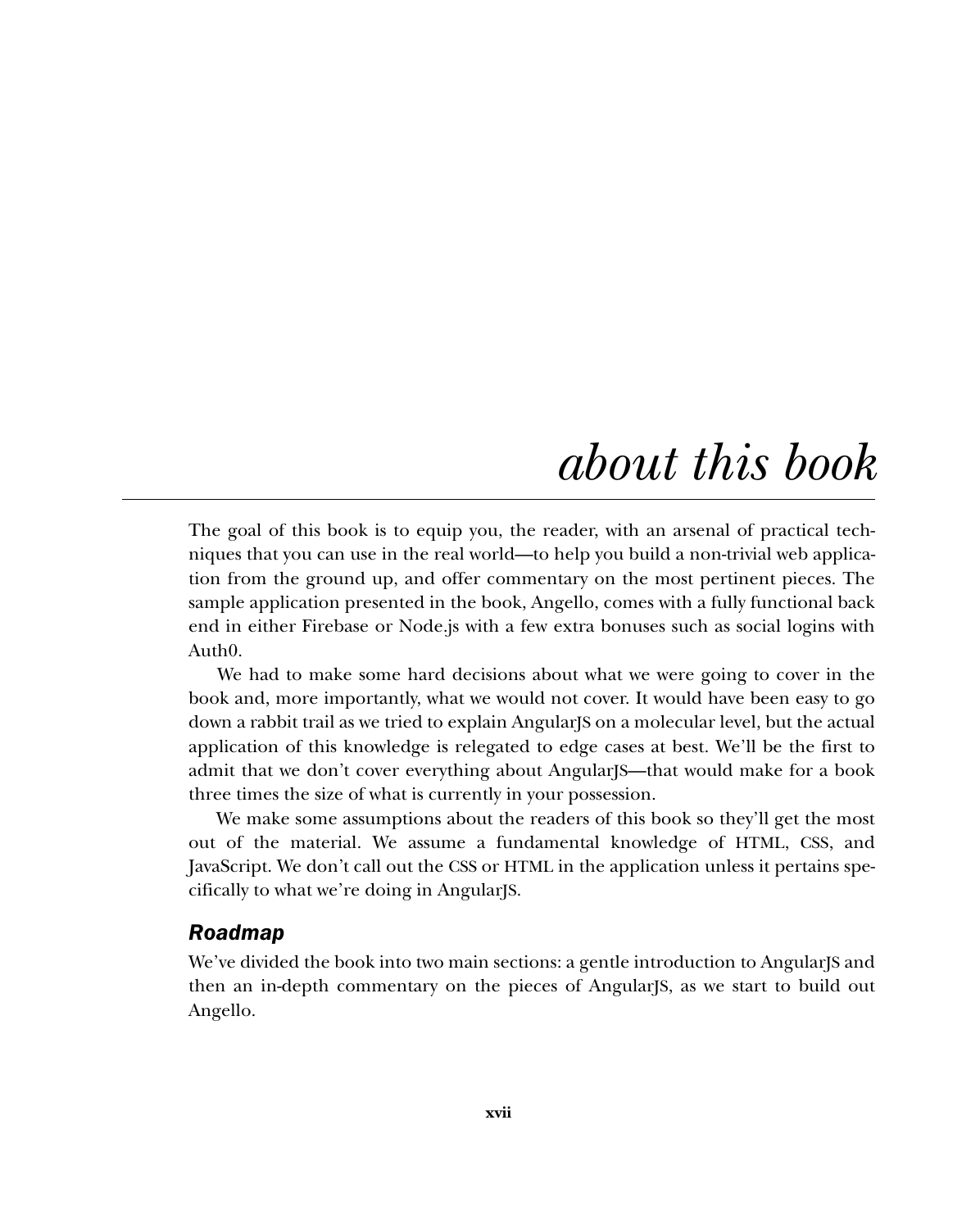# about this book

The goal of this book is to equip you, the reader, with an arsenal of practical techniques that you can use in the real world—to help you build a non-trivial web application from the ground up, and offer commentary on the most pertinent pieces. The sample application presented in the book, Angello, comes with a fully functional back end in either Firebase or Node.js with a few extra bonuses such as social logins with Auth0.

We had to make some hard decisions about what we were going to cover in the book and, more importantly, what we would not cover. It would have been easy to go down a rabbit trail as we tried to explain AngularJS on a molecular level, but the actual application of this knowledge is relegated to edge cases at best. We'll be the first to admit that we don't cover everything about AngularJS—that would make for a book three times the size of what is currently in your possession.

We make some assumptions about the readers of this book so they'll get the most out of the material. We assume a fundamental knowledge of HTML, CSS, and JavaScript. We don't call out the CSS or HTML in the application unless it pertains specifically to what we're doing in AngularJS.

## *Roadmap*

We've divided the book into two main sections: a gentle introduction to AngularJS and then an in-depth commentary on the pieces of AngularJS, as we start to build out Angello.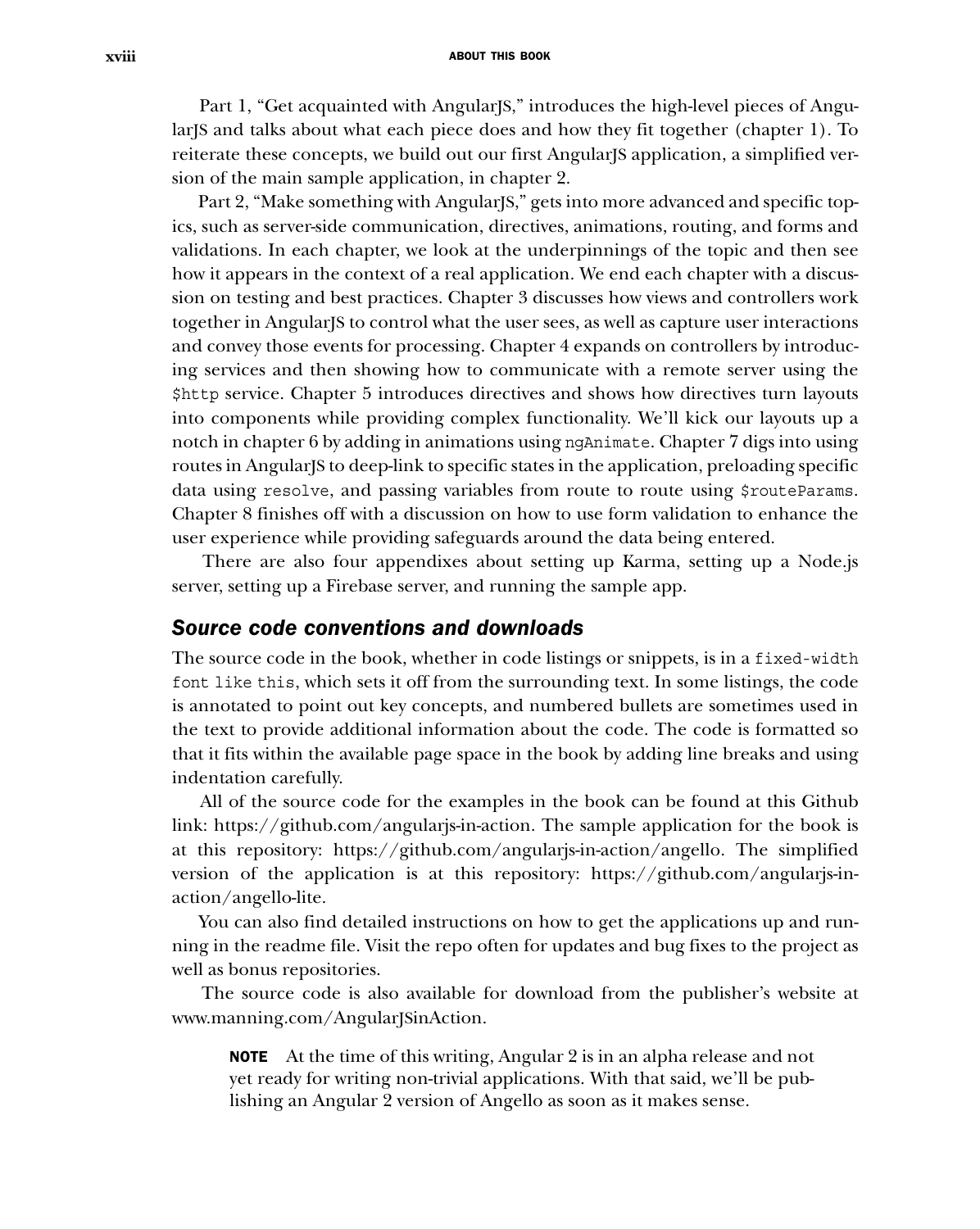Part 1, "Get acquainted with AngularJS," introduces the high-level pieces of AngularJS and talks about what each piece does and how they fit together (chapter 1). To reiterate these concepts, we build out our first AngularJS application, a simplified version of the main sample application, in chapter 2.

Part 2, "Make something with AngularJS," gets into more advanced and specific topics, such as server-side communication, directives, animations, routing, and forms and validations. In each chapter, we look at the underpinnings of the topic and then see how it appears in the context of a real application. We end each chapter with a discussion on testing and best practices. Chapter 3 discusses how views and controllers work together in AngularJS to control what the user sees, as well as capture user interactions and convey those events for processing. Chapter 4 expands on controllers by introducing services and then showing how to communicate with a remote server using the `$http` service. Chapter 5 introduces directives and shows how directives turn layouts into components while providing complex functionality. We'll kick our layouts up a notch in chapter 6 by adding in animations using `ngAnimate`. Chapter 7 digs into using routes in AngularJS to deep-link to specific states in the application, preloading specific data using `resolve`, and passing variables from route to route using `$routeParams`. Chapter 8 finishes off with a discussion on how to use form validation to enhance the user experience while providing safeguards around the data being entered.

There are also four appendixes about setting up Karma, setting up a Node.js server, setting up a Firebase server, and running the sample app.

## *Source code conventions and downloads*

The source code in the book, whether in code listings or snippets, is in a `fixed-width font like this`, which sets it off from the surrounding text. In some listings, the code is annotated to point out key concepts, and numbered bullets are sometimes used in the text to provide additional information about the code. The code is formatted so that it fits within the available page space in the book by adding line breaks and using indentation carefully.

All of the source code for the examples in the book can be found at this Github link: https://github.com/angularjs-in-action. The sample application for the book is at this repository: https://github.com/angularjs-in-action/angello. The simplified version of the application is at this repository: https://github.com/angularjs-in-action/angello-lite.

You can also find detailed instructions on how to get the applications up and running in the readme file. Visit the repo often for updates and bug fixes to the project as well as bonus repositories.

The source code is also available for download from the publisher's website at www.manning.com/AngularJSinAction.

> **NOTE** At the time of this writing, Angular 2 is in an alpha release and not yet ready for writing non-trivial applications. With that said, we'll be publishing an Angular 2 version of Angello as soon as it makes sense.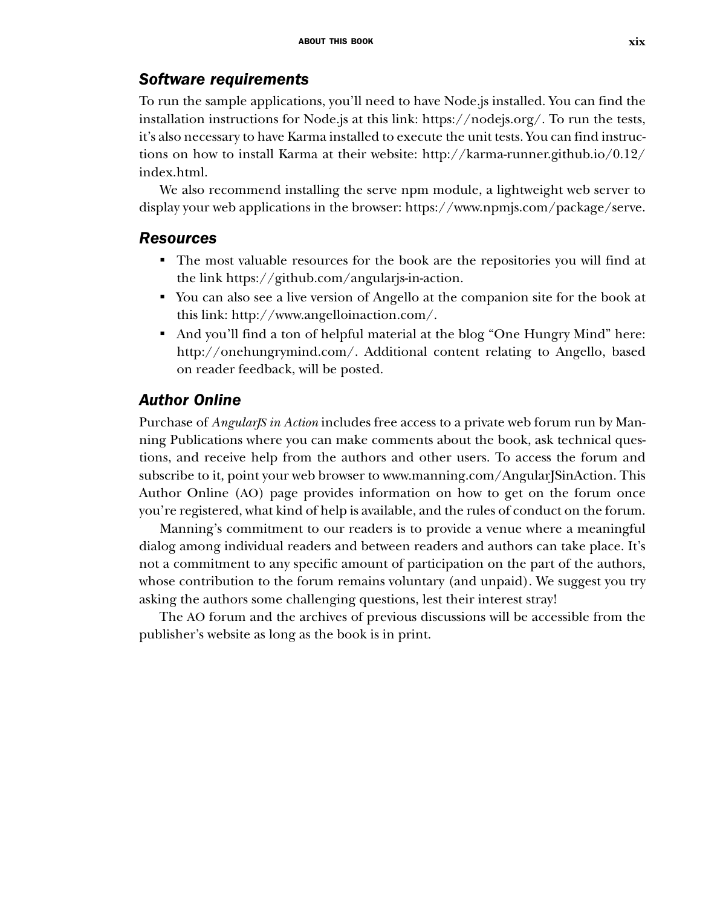## Software requirements

To run the sample applications, you'll need to have Node.js installed. You can find the installation instructions for Node.js at this link: https://nodejs.org/. To run the tests, it's also necessary to have Karma installed to execute the unit tests. You can find instructions on how to install Karma at their website: http://karma-runner.github.io/0.12/index.html.

We also recommend installing the serve npm module, a lightweight web server to display your web applications in the browser: https://www.npmjs.com/package/serve.

## Resources

- The most valuable resources for the book are the repositories you will find at the link https://github.com/angularjs-in-action.
- You can also see a live version of Angello at the companion site for the book at this link: http://www.angelloinaction.com/.
- And you'll find a ton of helpful material at the blog "One Hungry Mind" here: http://onehungrymind.com/. Additional content relating to Angello, based on reader feedback, will be posted.

## Author Online

Purchase of *AngularJS in Action* includes free access to a private web forum run by Manning Publications where you can make comments about the book, ask technical questions, and receive help from the authors and other users. To access the forum and subscribe to it, point your web browser to www.manning.com/AngularJSinAction. This Author Online (AO) page provides information on how to get on the forum once you're registered, what kind of help is available, and the rules of conduct on the forum.

Manning's commitment to our readers is to provide a venue where a meaningful dialog among individual readers and between readers and authors can take place. It's not a commitment to any specific amount of participation on the part of the authors, whose contribution to the forum remains voluntary (and unpaid). We suggest you try asking the authors some challenging questions, lest their interest stray!

The AO forum and the archives of previous discussions will be accessible from the publisher's website as long as the book is in print.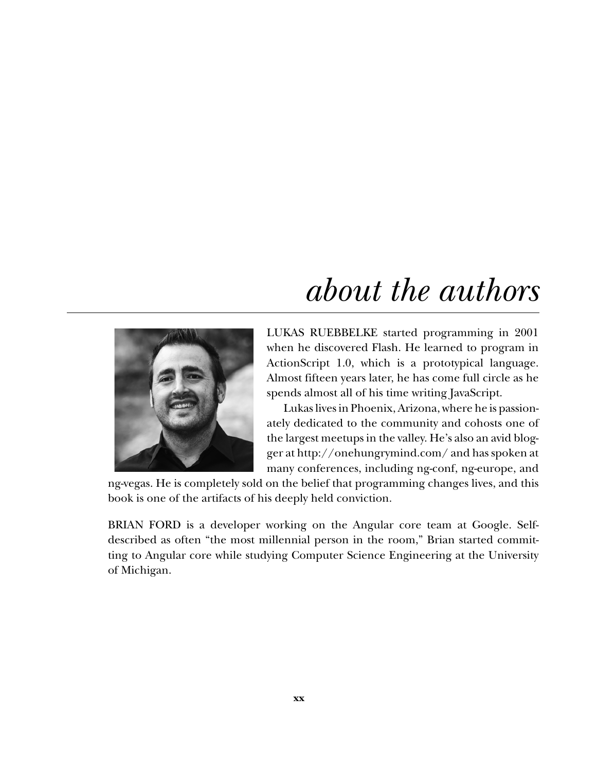# *about the authors*

LUKAS RUEBBELKE started programming in 2001 when he discovered Flash. He learned to program in ActionScript 1.0, which is a prototypical language. Almost fifteen years later, he has come full circle as he spends almost all of his time writing JavaScript.

Lukas lives in Phoenix, Arizona, where he is passionately dedicated to the community and cohosts one of the largest meetups in the valley. He's also an avid blogger at http://onehungrymind.com/ and has spoken at many conferences, including ng-conf, ng-europe, and ng-vegas. He is completely sold on the belief that programming changes lives, and this book is one of the artifacts of his deeply held conviction.

BRIAN FORD is a developer working on the Angular core team at Google. Self-described as often "the most millennial person in the room," Brian started committing to Angular core while studying Computer Science Engineering at the University of Michigan.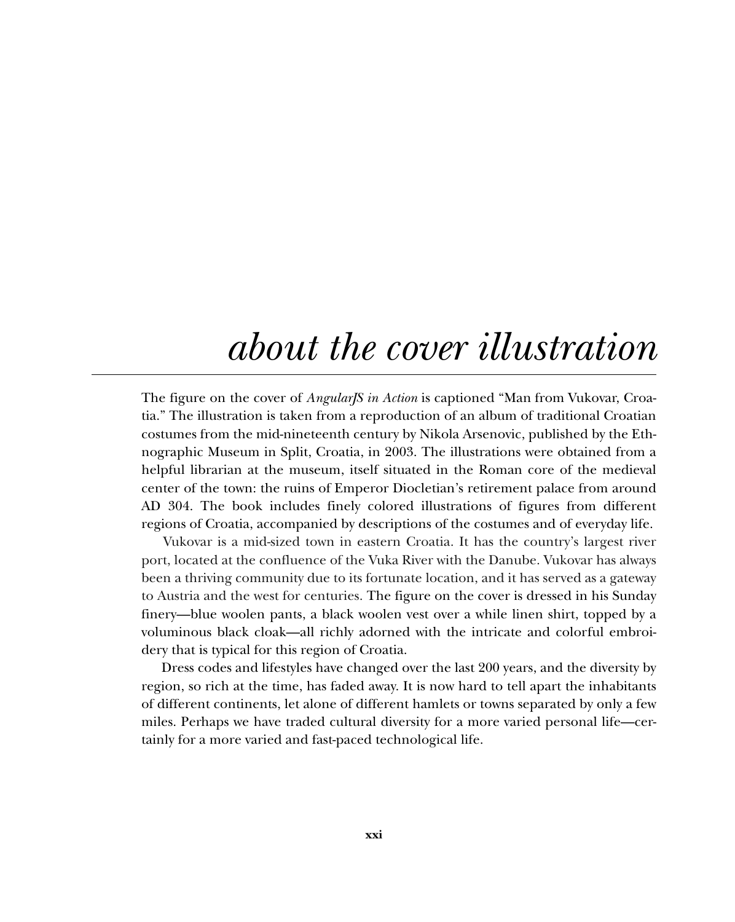# about the cover illustration

The figure on the cover of *AngularJS in Action* is captioned "Man from Vukovar, Croatia." The illustration is taken from a reproduction of an album of traditional Croatian costumes from the mid-nineteenth century by Nikola Arsenovic, published by the Ethnographic Museum in Split, Croatia, in 2003. The illustrations were obtained from a helpful librarian at the museum, itself situated in the Roman core of the medieval center of the town: the ruins of Emperor Diocletian's retirement palace from around AD 304. The book includes finely colored illustrations of figures from different regions of Croatia, accompanied by descriptions of the costumes and of everyday life.

Vukovar is a mid-sized town in eastern Croatia. It has the country's largest river port, located at the confluence of the Vuka River with the Danube. Vukovar has always been a thriving community due to its fortunate location, and it has served as a gateway to Austria and the west for centuries. The figure on the cover is dressed in his Sunday finery—blue woolen pants, a black woolen vest over a while linen shirt, topped by a voluminous black cloak—all richly adorned with the intricate and colorful embroidery that is typical for this region of Croatia.

Dress codes and lifestyles have changed over the last 200 years, and the diversity by region, so rich at the time, has faded away. It is now hard to tell apart the inhabitants of different continents, let alone of different hamlets or towns separated by only a few miles. Perhaps we have traded cultural diversity for a more varied personal life—certainly for a more varied and fast-paced technological life.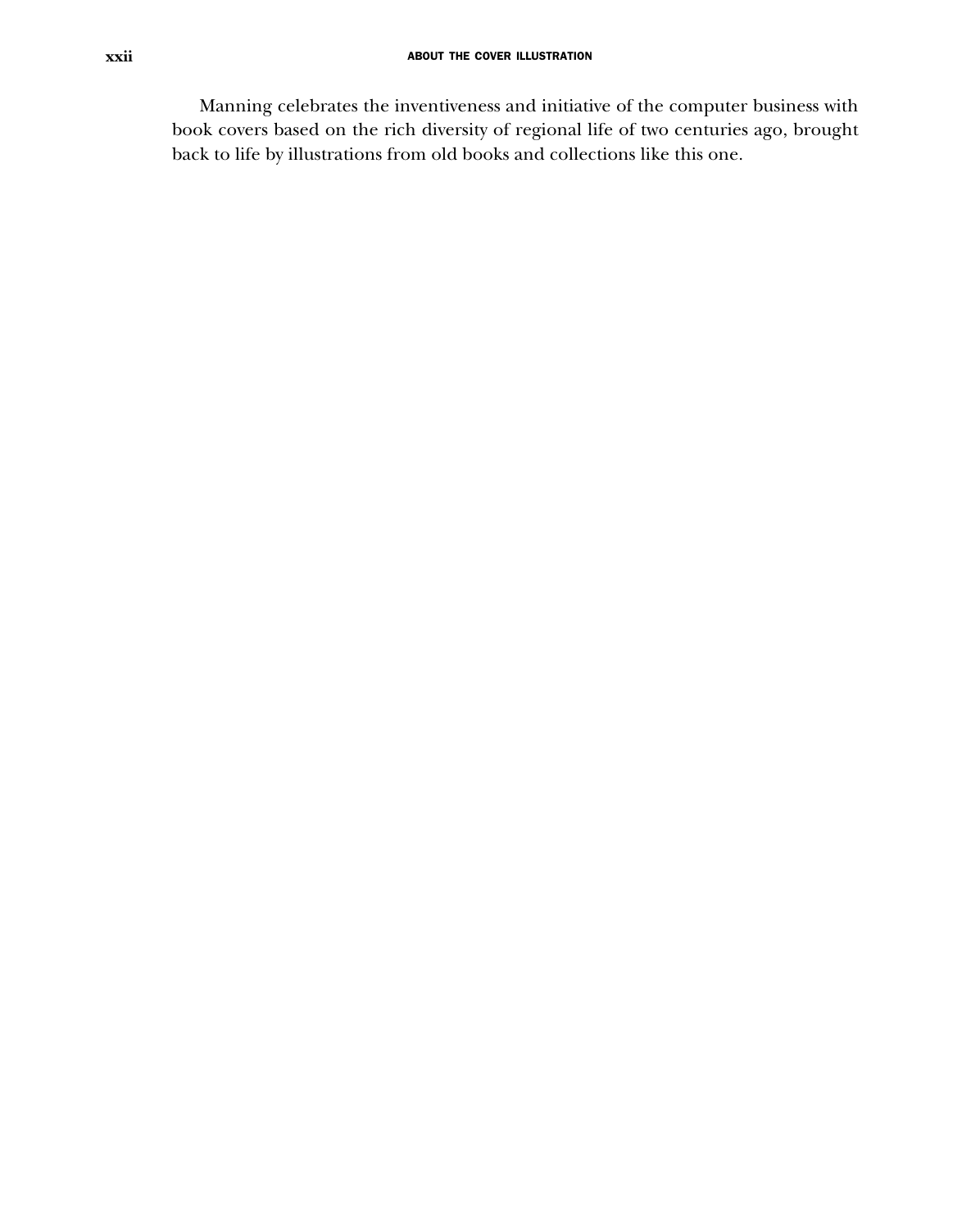Manning celebrates the inventiveness and initiative of the computer business with book covers based on the rich diversity of regional life of two centuries ago, brought back to life by illustrations from old books and collections like this one.